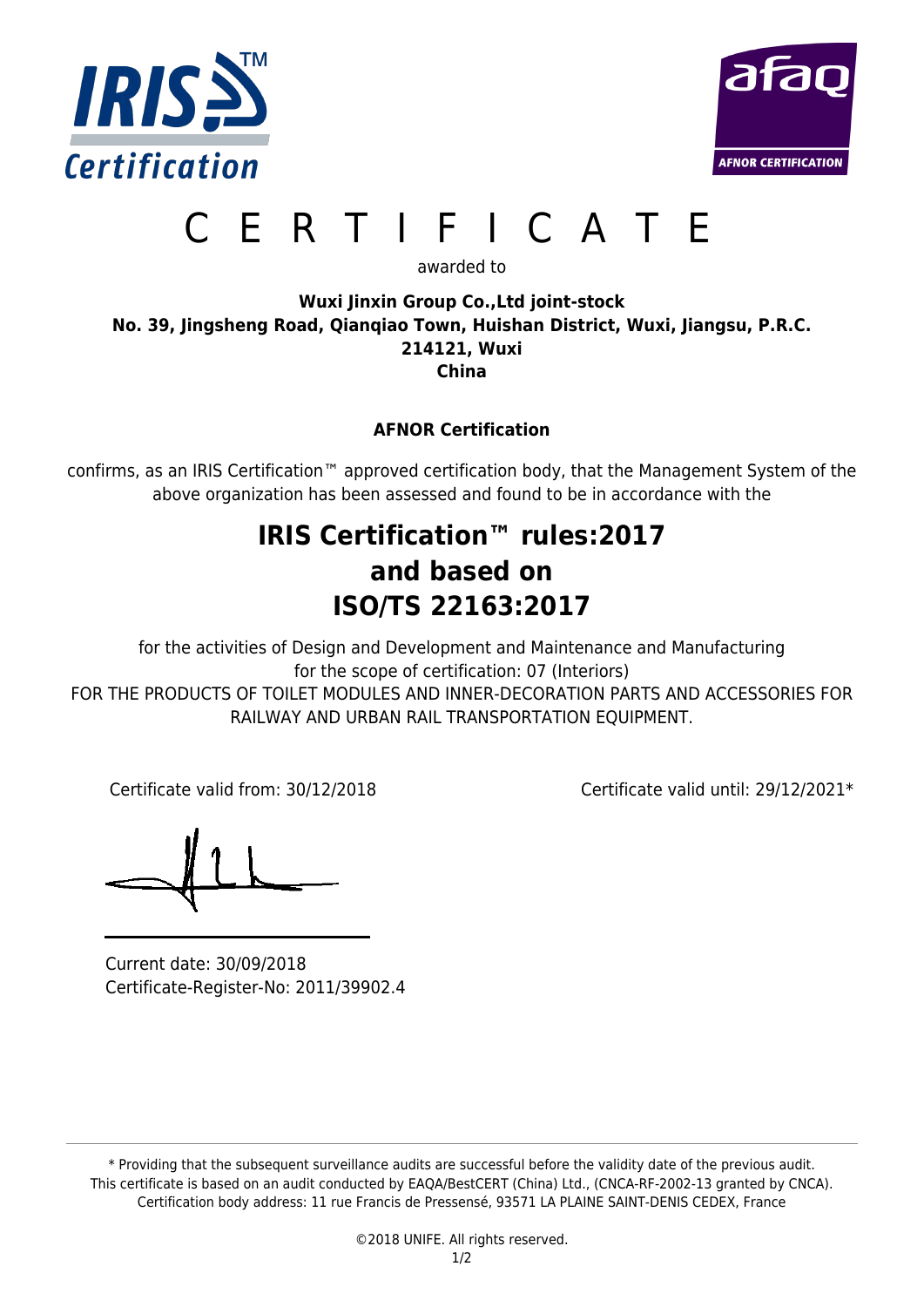# C E R T I F I C A T E

awarded to

**Wuxi Jinxin Group Co.,Ltd joint-stock**
**No. 39, Jingsheng Road, Qianqiao Town, Huishan District, Wuxi, Jiangsu, P.R.C.**
**214121, Wuxi**
**China**

**AFNOR Certification**

confirms, as an IRIS Certification™ approved certification body, that the Management System of the above organization has been assessed and found to be in accordance with the

## IRIS Certification™ rules:2017
## and based on
## ISO/TS 22163:2017

for the activities of Design and Development and Maintenance and Manufacturing
for the scope of certification: 07 (Interiors)
FOR THE PRODUCTS OF TOILET MODULES AND INNER-DECORATION PARTS AND ACCESSORIES FOR RAILWAY AND URBAN RAIL TRANSPORTATION EQUIPMENT.

Certificate valid from: 30/12/2018

Certificate valid until: 29/12/2021*

Current date: 30/09/2018
Certificate-Register-No: 2011/39902.4

* Providing that the subsequent surveillance audits are successful before the validity date of the previous audit.
This certificate is based on an audit conducted by EAQA/BestCERT (China) Ltd., (CNCA-RF-2002-13 granted by CNCA).
Certification body address: 11 rue Francis de Pressensé, 93571 LA PLAINE SAINT-DENIS CEDEX, France

©2018 UNIFE. All rights reserved.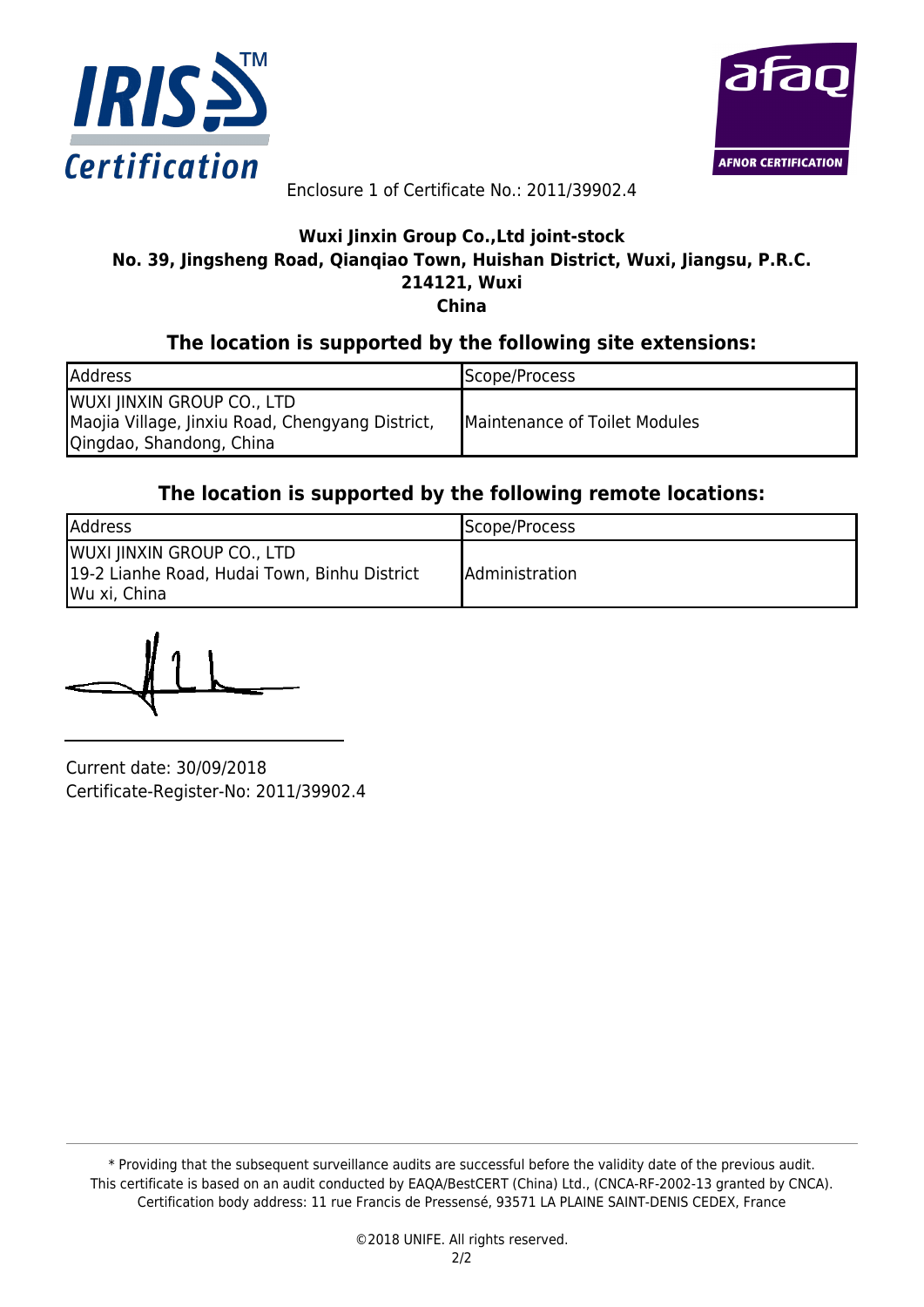Enclosure 1 of Certificate No.: 2011/39902.4

**Wuxi Jinxin Group Co.,Ltd joint-stock**
**No. 39, Jingsheng Road, Qianqiao Town, Huishan District, Wuxi, Jiangsu, P.R.C.**
**214121, Wuxi**
**China**

## The location is supported by the following site extensions:

| Address | Scope/Process |
|---|---|
| WUXI JINXIN GROUP CO., LTD<br>Maojia Village, Jinxiu Road, Chengyang District,<br>Qingdao, Shandong, China | Maintenance of Toilet Modules |

## The location is supported by the following remote locations:

| Address | Scope/Process |
|---|---|
| WUXI JINXIN GROUP CO., LTD<br>19-2 Lianhe Road, Hudai Town, Binhu District<br>Wu xi, China | Administration |

Current date: 30/09/2018
Certificate-Register-No: 2011/39902.4

* Providing that the subsequent surveillance audits are successful before the validity date of the previous audit.
This certificate is based on an audit conducted by EAQA/BestCERT (China) Ltd., (CNCA-RF-2002-13 granted by CNCA).
Certification body address: 11 rue Francis de Pressensé, 93571 LA PLAINE SAINT-DENIS CEDEX, France

©2018 UNIFE. All rights reserved.